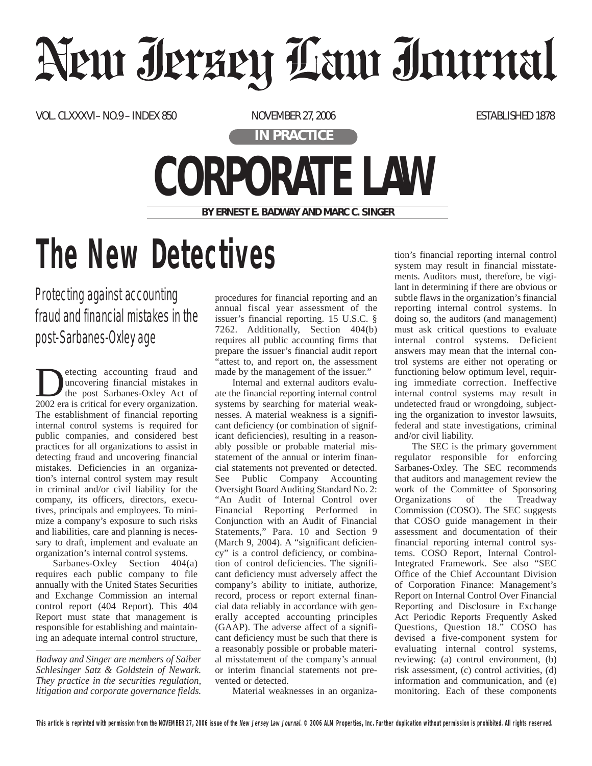# New Jersey Law Journal

VOL. CLXXXVI – NO.9 – INDEX 850 NOVEMBER 27, 2006 ESTABLISHED 1878

IN PRACTICE

## CORPORATE LAW

**BY ERNEST E. BADWAY AND MARC C. SINGER**

# The New Detectives

## Protecting against accounting fraud and financial mistakes in the post-Sarbanes-Oxley age

Detecting accounting fraud and uncovering financial mistakes in the post Sarbanes-Oxley Act of 2002 era is critical for every organization. The establishment of financial reporting internal control systems is required for public companies, and considered best practices for all organizations to assist in detecting fraud and uncovering financial mistakes. Deficiencies in an organization's internal control system may result in criminal and/or civil liability for the company, its officers, directors, executives, principals and employees. To minimize a company's exposure to such risks and liabilities, care and planning is necessary to draft, implement and evaluate an organization's internal control systems.

Sarbanes-Oxley Section 404(a) requires each public company to file annually with the United States Securities and Exchange Commission an internal control report (404 Report). This 404 Report must state that management is responsible for establishing and maintaining an adequate internal control structure, procedures for financial reporting and an annual fiscal year assessment of the issuer's financial reporting. 15 U.S.C. § 7262. Additionally, Section 404(b) requires all public accounting firms that prepare the issuer's financial audit report "attest to, and report on, the assessment made by the management of the issuer."

Internal and external auditors evaluate the financial reporting internal control systems by searching for material weaknesses. A material weakness is a significant deficiency (or combination of significant deficiencies), resulting in a reasonably possible or probable material misstatement of the annual or interim financial statements not prevented or detected. See Public Company Accounting Oversight Board Auditing Standard No. 2: "An Audit of Internal Control over Financial Reporting Performed in Conjunction with an Audit of Financial Statements," Para. 10 and Section 9 (March 9, 2004). A "significant deficiency" is a control deficiency, or combination of control deficiencies. The significant deficiency must adversely affect the company's ability to initiate, authorize, record, process or report external financial data reliably in accordance with generally accepted accounting principles (GAAP). The adverse affect of a significant deficiency must be such that there is a reasonably possible or probable material misstatement of the company's annual or interim financial statements not prevented or detected.

Material weaknesses in an organization's financial reporting internal control system may result in financial misstatements. Auditors must, therefore, be vigilant in determining if there are obvious or subtle flaws in the organization's financial reporting internal control systems. In doing so, the auditors (and management) must ask critical questions to evaluate internal control systems. Deficient answers may mean that the internal control systems are either not operating or functioning below optimum level, requiring immediate correction. Ineffective internal control systems may result in undetected fraud or wrongdoing, subjecting the organization to investor lawsuits, federal and state investigations, criminal and/or civil liability.

The SEC is the primary government regulator responsible for enforcing Sarbanes-Oxley. The SEC recommends that auditors and management review the work of the Committee of Sponsoring Organizations of the Treadway Commission (COSO). The SEC suggests that COSO guide management in their assessment and documentation of their financial reporting internal control systems. COSO Report, Internal Control-Integrated Framework. See also "SEC Office of the Chief Accountant Division of Corporation Finance: Management's Report on Internal Control Over Financial Reporting and Disclosure in Exchange Act Periodic Reports Frequently Asked Questions, Question 18." COSO has devised a five-component system for evaluating internal control systems, reviewing: (a) control environment, (b) risk assessment, (c) control activities, (d) information and communication, and (e) monitoring. Each of these components

---

*Badway and Singer are members of Saiber Schlesinger Satz & Goldstein of Newark. They practice in the securities regulation, litigation and corporate governance fields.*

This article is reprinted with permission from the NOVEMBER 27, 2006 issue of the *New Jersey Law Journal*. © 2006 ALM Properties, Inc. Further duplication without permission is prohibited. All rights reserved.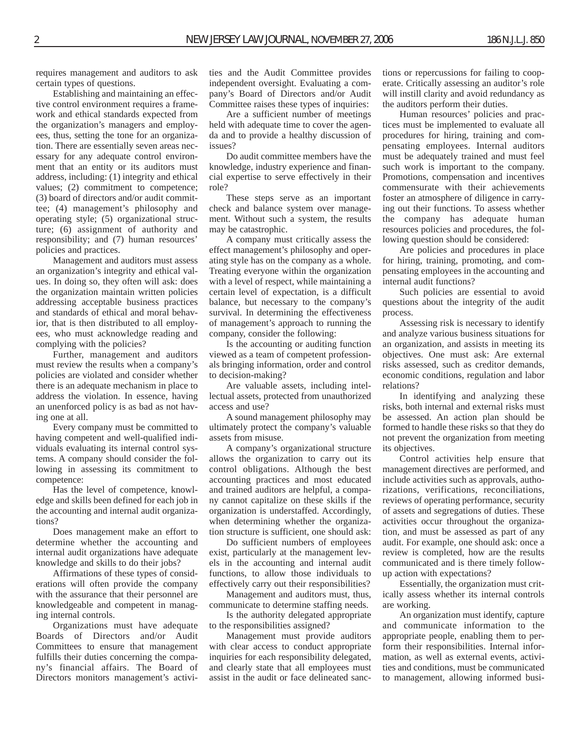requires management and auditors to ask certain types of questions.

Establishing and maintaining an effective control environment requires a framework and ethical standards expected from the organization's managers and employees, thus, setting the tone for an organization. There are essentially seven areas necessary for any adequate control environment that an entity or its auditors must address, including: (1) integrity and ethical values; (2) commitment to competence; (3) board of directors and/or audit committee; (4) management's philosophy and operating style; (5) organizational structure; (6) assignment of authority and responsibility; and (7) human resources' policies and practices.

Management and auditors must assess an organization's integrity and ethical values. In doing so, they often will ask: does the organization maintain written policies addressing acceptable business practices and standards of ethical and moral behavior, that is then distributed to all employees, who must acknowledge reading and complying with the policies?

Further, management and auditors must review the results when a company's policies are violated and consider whether there is an adequate mechanism in place to address the violation. In essence, having an unenforced policy is as bad as not having one at all.

Every company must be committed to having competent and well-qualified individuals evaluating its internal control systems. A company should consider the following in assessing its commitment to competence:

Has the level of competence, knowledge and skills been defined for each job in the accounting and internal audit organizations?

Does management make an effort to determine whether the accounting and internal audit organizations have adequate knowledge and skills to do their jobs?

Affirmations of these types of considerations will often provide the company with the assurance that their personnel are knowledgeable and competent in managing internal controls.

Organizations must have adequate Boards of Directors and/or Audit Committees to ensure that management fulfills their duties concerning the company's financial affairs. The Board of Directors monitors management's activities and the Audit Committee provides independent oversight. Evaluating a company's Board of Directors and/or Audit Committee raises these types of inquiries:

Are a sufficient number of meetings held with adequate time to cover the agenda and to provide a healthy discussion of issues?

Do audit committee members have the knowledge, industry experience and financial expertise to serve effectively in their role?

These steps serve as an important check and balance system over management. Without such a system, the results may be catastrophic.

A company must critically assess the effect management's philosophy and operating style has on the company as a whole. Treating everyone within the organization with a level of respect, while maintaining a certain level of expectation, is a difficult balance, but necessary to the company's survival. In determining the effectiveness of management's approach to running the company, consider the following:

Is the accounting or auditing function viewed as a team of competent professionals bringing information, order and control to decision-making?

Are valuable assets, including intellectual assets, protected from unauthorized access and use?

A sound management philosophy may ultimately protect the company's valuable assets from misuse.

A company's organizational structure allows the organization to carry out its control obligations. Although the best accounting practices and most educated and trained auditors are helpful, a company cannot capitalize on these skills if the organization is understaffed. Accordingly, when determining whether the organization structure is sufficient, one should ask:

Do sufficient numbers of employees exist, particularly at the management levels in the accounting and internal audit functions, to allow those individuals to effectively carry out their responsibilities?

Management and auditors must, thus, communicate to determine staffing needs.

Is the authority delegated appropriate to the responsibilities assigned?

Management must provide auditors with clear access to conduct appropriate inquiries for each responsibility delegated, and clearly state that all employees must assist in the audit or face delineated sanctions or repercussions for failing to cooperate. Critically assessing an auditor's role will instill clarity and avoid redundancy as the auditors perform their duties.

Human resources' policies and practices must be implemented to evaluate all procedures for hiring, training and compensating employees. Internal auditors must be adequately trained and must feel such work is important to the company. Promotions, compensation and incentives commensurate with their achievements foster an atmosphere of diligence in carrying out their functions. To assess whether the company has adequate human resources policies and procedures, the following question should be considered:

Are policies and procedures in place for hiring, training, promoting, and compensating employees in the accounting and internal audit functions?

Such policies are essential to avoid questions about the integrity of the audit process.

Assessing risk is necessary to identify and analyze various business situations for an organization, and assists in meeting its objectives. One must ask: Are external risks assessed, such as creditor demands, economic conditions, regulation and labor relations?

In identifying and analyzing these risks, both internal and external risks must be assessed. An action plan should be formed to handle these risks so that they do not prevent the organization from meeting its objectives.

Control activities help ensure that management directives are performed, and include activities such as approvals, authorizations, verifications, reconciliations, reviews of operating performance, security of assets and segregations of duties. These activities occur throughout the organization, and must be assessed as part of any audit. For example, one should ask: once a review is completed, how are the results communicated and is there timely follow-up action with expectations?

Essentially, the organization must critically assess whether its internal controls are working.

An organization must identify, capture and communicate information to the appropriate people, enabling them to perform their responsibilities. Internal information, as well as external events, activities and conditions, must be communicated to management, allowing informed busi-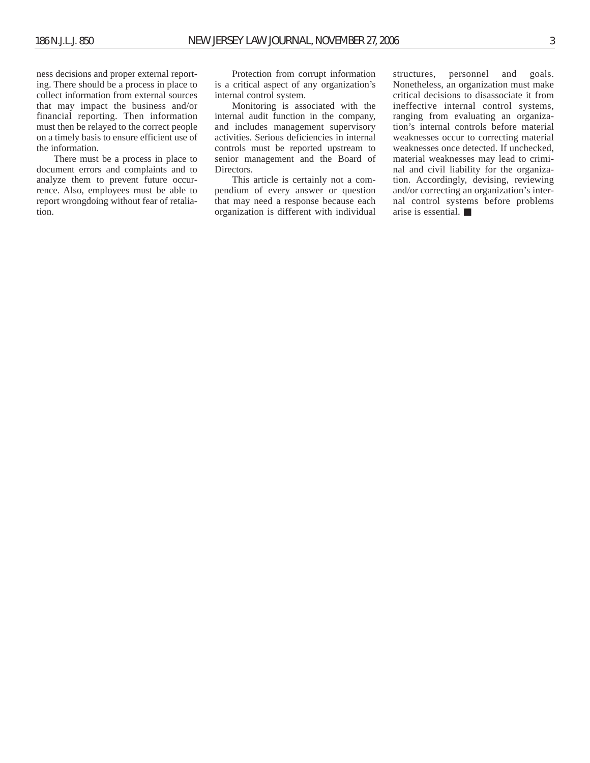ness decisions and proper external reporting. There should be a process in place to collect information from external sources that may impact the business and/or financial reporting. Then information must then be relayed to the correct people on a timely basis to ensure efficient use of the information.

There must be a process in place to document errors and complaints and to analyze them to prevent future occurrence. Also, employees must be able to report wrongdoing without fear of retaliation.

Protection from corrupt information is a critical aspect of any organization's internal control system.

Monitoring is associated with the internal audit function in the company, and includes management supervisory activities. Serious deficiencies in internal controls must be reported upstream to senior management and the Board of Directors.

This article is certainly not a compendium of every answer or question that may need a response because each organization is different with individual structures, personnel and goals. Nonetheless, an organization must make critical decisions to disassociate it from ineffective internal control systems, ranging from evaluating an organization's internal controls before material weaknesses occur to correcting material weaknesses once detected. If unchecked, material weaknesses may lead to criminal and civil liability for the organization. Accordingly, devising, reviewing and/or correcting an organization's internal control systems before problems arise is essential. ■